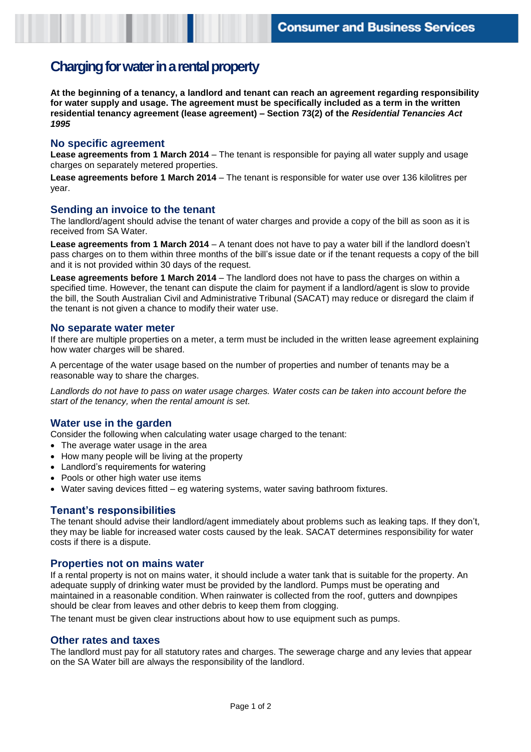# Charging for water in a rental property

**At the beginning of a tenancy, a landlord and tenant can reach an agreement regarding responsibility for water supply and usage. The agreement must be specifically included as a term in the written residential tenancy agreement (lease agreement) – Section 73(2) of the *Residential Tenancies Act 1995***

## No specific agreement

**Lease agreements from 1 March 2014** – The tenant is responsible for paying all water supply and usage charges on separately metered properties.

**Lease agreements before 1 March 2014** – The tenant is responsible for water use over 136 kilolitres per year.

## Sending an invoice to the tenant

The landlord/agent should advise the tenant of water charges and provide a copy of the bill as soon as it is received from SA Water.

**Lease agreements from 1 March 2014** – A tenant does not have to pay a water bill if the landlord doesn't pass charges on to them within three months of the bill's issue date or if the tenant requests a copy of the bill and it is not provided within 30 days of the request.

**Lease agreements before 1 March 2014** – The landlord does not have to pass the charges on within a specified time. However, the tenant can dispute the claim for payment if a landlord/agent is slow to provide the bill, the South Australian Civil and Administrative Tribunal (SACAT) may reduce or disregard the claim if the tenant is not given a chance to modify their water use.

## No separate water meter

If there are multiple properties on a meter, a term must be included in the written lease agreement explaining how water charges will be shared.

A percentage of the water usage based on the number of properties and number of tenants may be a reasonable way to share the charges.

*Landlords do not have to pass on water usage charges. Water costs can be taken into account before the start of the tenancy, when the rental amount is set.*

## Water use in the garden

Consider the following when calculating water usage charged to the tenant:

- The average water usage in the area
- How many people will be living at the property
- Landlord's requirements for watering
- Pools or other high water use items
- Water saving devices fitted – eg watering systems, water saving bathroom fixtures.

## Tenant's responsibilities

The tenant should advise their landlord/agent immediately about problems such as leaking taps. If they don't, they may be liable for increased water costs caused by the leak. SACAT determines responsibility for water costs if there is a dispute.

## Properties not on mains water

If a rental property is not on mains water, it should include a water tank that is suitable for the property. An adequate supply of drinking water must be provided by the landlord. Pumps must be operating and maintained in a reasonable condition. When rainwater is collected from the roof, gutters and downpipes should be clear from leaves and other debris to keep them from clogging.

The tenant must be given clear instructions about how to use equipment such as pumps.

## Other rates and taxes

The landlord must pay for all statutory rates and charges. The sewerage charge and any levies that appear on the SA Water bill are always the responsibility of the landlord.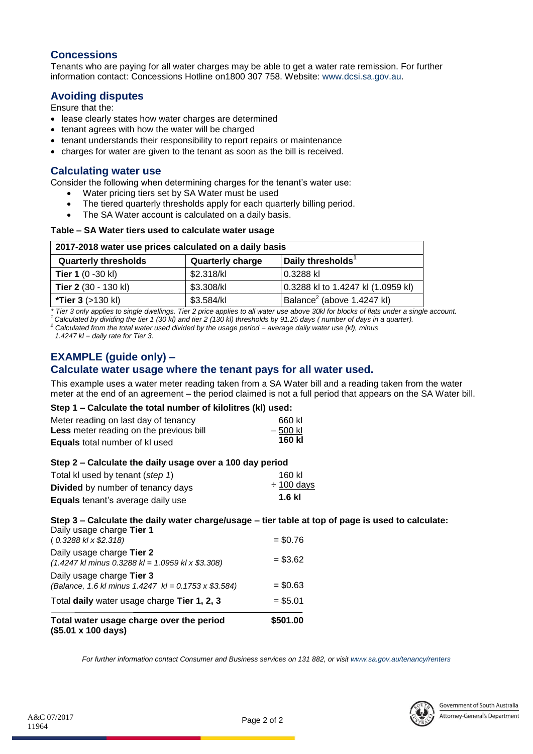## Concessions

Tenants who are paying for all water charges may be able to get a water rate remission. For further information contact: Concessions Hotline on1800 307 758. Website: www.dcsi.sa.gov.au.

## Avoiding disputes

Ensure that the:

- lease clearly states how water charges are determined
- tenant agrees with how the water will be charged
- tenant understands their responsibility to report repairs or maintenance
- charges for water are given to the tenant as soon as the bill is received.

## Calculating water use

Consider the following when determining charges for the tenant's water use:

- Water pricing tiers set by SA Water must be used
- The tiered quarterly thresholds apply for each quarterly billing period.
- The SA Water account is calculated on a daily basis.

**Table – SA Water tiers used to calculate water usage**

| 2017-2018 water use prices calculated on a daily basis | | |
|---|---|---|
| **Quarterly thresholds** | **Quarterly charge** | **Daily thresholds[1]** |
| **Tier 1** (0 -30 kl) | \$2.318/kl | 0.3288 kl |
| **Tier 2** (30 - 130 kl) | \$3.308/kl | 0.3288 kl to 1.4247 kl (1.0959 kl) |
| ***Tier 3** (>130 kl) | \$3.584/kl | Balance[2] (above 1.4247 kl) |

*\* Tier 3 only applies to single dwellings. Tier 2 price applies to all water use above 30kl for blocks of flats under a single account.*
*[1] Calculated by dividing the tier 1 (30 kl) and tier 2 (130 kl) thresholds by 91.25 days ( number of days in a quarter).*
*[2] Calculated from the total water used divided by the usage period = average daily water use (kl), minus 1.4247 kl = daily rate for Tier 3.*

## EXAMPLE (guide only) –
## Calculate water usage where the tenant pays for all water used.

This example uses a water meter reading taken from a SA Water bill and a reading taken from the water meter at the end of an agreement – the period claimed is not a full period that appears on the SA Water bill.

**Step 1 – Calculate the total number of kilolitres (kl) used:**

| | |
|---|---|
| Meter reading on last day of tenancy | 660 kl |
| **Less** meter reading on the previous bill | – 500 kl |
| **Equals** total number of kl used | **160 kl** |

**Step 2 – Calculate the daily usage over a 100 day period**

| | |
|---|---|
| Total kl used by tenant (*step 1*) | 160 kl |
| **Divided** by number of tenancy days | ÷ 100 days |
| **Equals** tenant's average daily use | **1.6 kl** |

**Step 3 – Calculate the daily water charge/usage – tier table at top of page is used to calculate:**

| | |
|---|---|
| Daily usage charge **Tier 1** *( 0.3288 kl x \$2.318)* | = \$0.76 |
| Daily usage charge **Tier 2** *(1.4247 kl minus 0.3288 kl = 1.0959 kl x \$3.308)* | = \$3.62 |
| Daily usage charge **Tier 3** *(Balance, 1.6 kl minus 1.4247 kl = 0.1753 x \$3.584)* | = \$0.63 |
| Total **daily** water usage charge **Tier 1, 2, 3** | = \$5.01 |
| **Total water usage charge over the period (\$5.01 x 100 days)** | **\$501.00** |

*For further information contact Consumer and Business services on 131 882, or visit www.sa.gov.au/tenancy/renters*

A&C 07/2017
11964

Government of South Australia
Attorney-General's Department